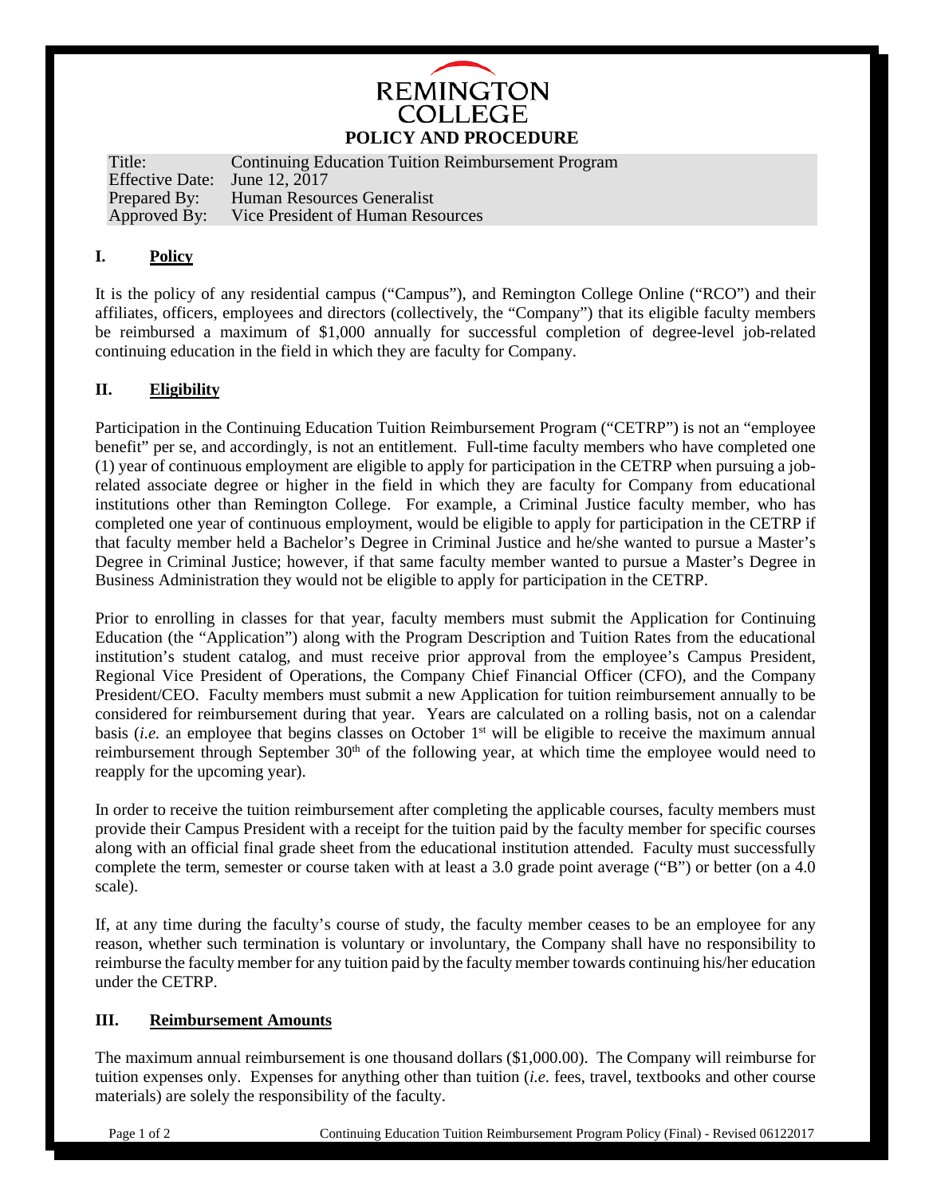# REMINGTON COLLEGE

## POLICY AND PROCEDURE

| | |
|---|---|
| Title: | Continuing Education Tuition Reimbursement Program |
| Effective Date: | June 12, 2017 |
| Prepared By: | Human Resources Generalist |
| Approved By: | Vice President of Human Resources |

## I. Policy

It is the policy of any residential campus ("Campus"), and Remington College Online ("RCO") and their affiliates, officers, employees and directors (collectively, the "Company") that its eligible faculty members be reimbursed a maximum of $1,000 annually for successful completion of degree-level job-related continuing education in the field in which they are faculty for Company.

## II. Eligibility

Participation in the Continuing Education Tuition Reimbursement Program ("CETRP") is not an "employee benefit" per se, and accordingly, is not an entitlement. Full-time faculty members who have completed one (1) year of continuous employment are eligible to apply for participation in the CETRP when pursuing a job-related associate degree or higher in the field in which they are faculty for Company from educational institutions other than Remington College. For example, a Criminal Justice faculty member, who has completed one year of continuous employment, would be eligible to apply for participation in the CETRP if that faculty member held a Bachelor's Degree in Criminal Justice and he/she wanted to pursue a Master's Degree in Criminal Justice; however, if that same faculty member wanted to pursue a Master's Degree in Business Administration they would not be eligible to apply for participation in the CETRP.

Prior to enrolling in classes for that year, faculty members must submit the Application for Continuing Education (the "Application") along with the Program Description and Tuition Rates from the educational institution's student catalog, and must receive prior approval from the employee's Campus President, Regional Vice President of Operations, the Company Chief Financial Officer (CFO), and the Company President/CEO. Faculty members must submit a new Application for tuition reimbursement annually to be considered for reimbursement during that year. Years are calculated on a rolling basis, not on a calendar basis (*i.e.* an employee that begins classes on October 1st will be eligible to receive the maximum annual reimbursement through September 30th of the following year, at which time the employee would need to reapply for the upcoming year).

In order to receive the tuition reimbursement after completing the applicable courses, faculty members must provide their Campus President with a receipt for the tuition paid by the faculty member for specific courses along with an official final grade sheet from the educational institution attended. Faculty must successfully complete the term, semester or course taken with at least a 3.0 grade point average ("B") or better (on a 4.0 scale).

If, at any time during the faculty's course of study, the faculty member ceases to be an employee for any reason, whether such termination is voluntary or involuntary, the Company shall have no responsibility to reimburse the faculty member for any tuition paid by the faculty member towards continuing his/her education under the CETRP.

## III. Reimbursement Amounts

The maximum annual reimbursement is one thousand dollars ($1,000.00). The Company will reimburse for tuition expenses only. Expenses for anything other than tuition (*i.e.* fees, travel, textbooks and other course materials) are solely the responsibility of the faculty.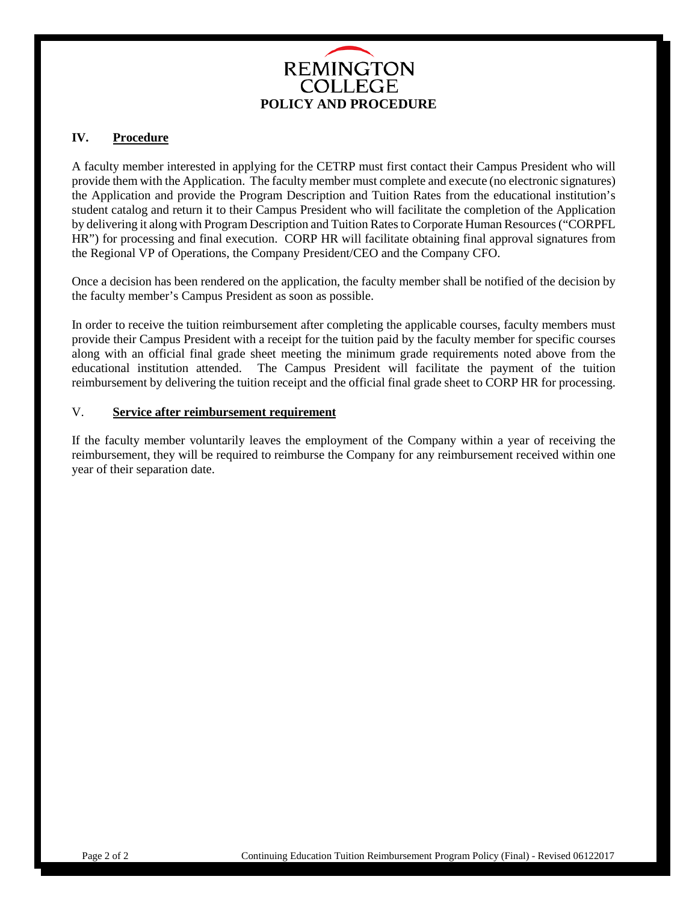# REMINGTON COLLEGE
## POLICY AND PROCEDURE

### IV. Procedure

A faculty member interested in applying for the CETRP must first contact their Campus President who will provide them with the Application. The faculty member must complete and execute (no electronic signatures) the Application and provide the Program Description and Tuition Rates from the educational institution's student catalog and return it to their Campus President who will facilitate the completion of the Application by delivering it along with Program Description and Tuition Rates to Corporate Human Resources ("CORPFL HR") for processing and final execution. CORP HR will facilitate obtaining final approval signatures from the Regional VP of Operations, the Company President/CEO and the Company CFO.

Once a decision has been rendered on the application, the faculty member shall be notified of the decision by the faculty member's Campus President as soon as possible.

In order to receive the tuition reimbursement after completing the applicable courses, faculty members must provide their Campus President with a receipt for the tuition paid by the faculty member for specific courses along with an official final grade sheet meeting the minimum grade requirements noted above from the educational institution attended. The Campus President will facilitate the payment of the tuition reimbursement by delivering the tuition receipt and the official final grade sheet to CORP HR for processing.

### V. Service after reimbursement requirement

If the faculty member voluntarily leaves the employment of the Company within a year of receiving the reimbursement, they will be required to reimburse the Company for any reimbursement received within one year of their separation date.